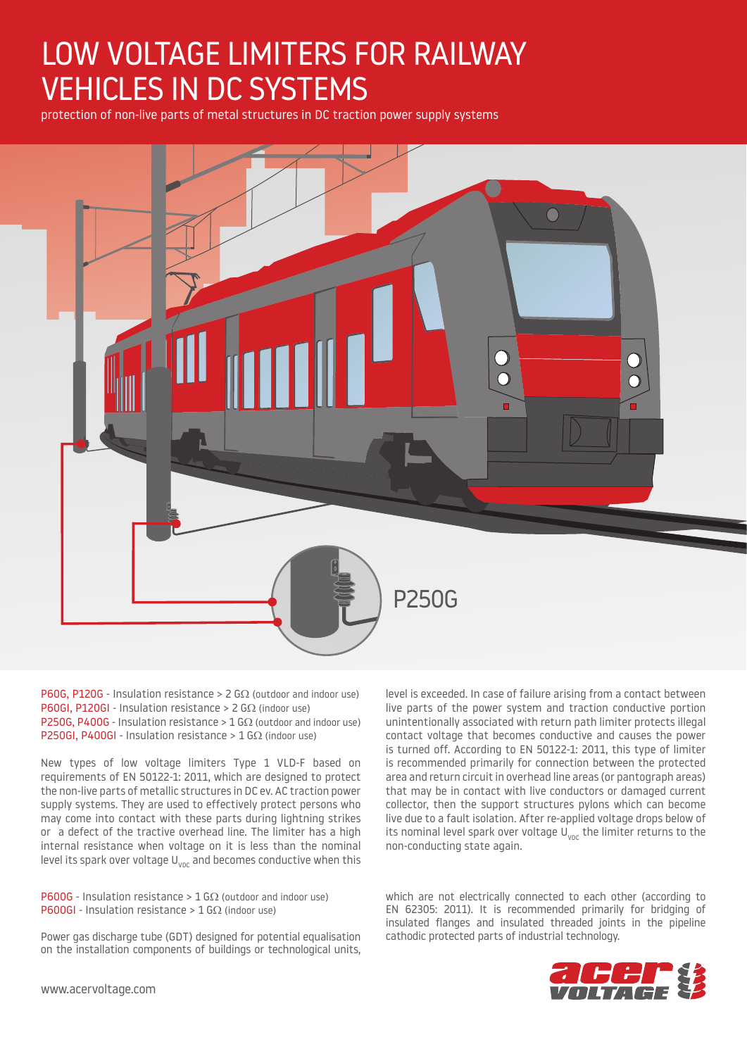# LOW VOLTAGE LIMITERS FOR RAILWAY VEHICLES IN DC SYSTEMS

protection of non-live parts of metal structures in DC traction power supply systems

P250G

P60G, P120G - Insulation resistance > 2 GΩ (outdoor and indoor use)
P60GI, P120GI - Insulation resistance > 2 GΩ (indoor use)
P250G, P400G - Insulation resistance > 1 GΩ (outdoor and indoor use)
P250GI, P400GI - Insulation resistance > 1 GΩ (indoor use)

New types of low voltage limiters Type 1 VLD-F based on requirements of EN 50122-1: 2011, which are designed to protect the non-live parts of metallic structures in DC ev. AC traction power supply systems. They are used to effectively protect persons who may come into contact with these parts during lightning strikes or a defect of the tractive overhead line. The limiter has a high internal resistance when voltage on it is less than the nominal level its spark over voltage $U_{VDC}$ and becomes conductive when this level is exceeded. In case of failure arising from a contact between live parts of the power system and traction conductive portion unintentionally associated with return path limiter protects illegal contact voltage that becomes conductive and causes the power is turned off. According to EN 50122-1: 2011, this type of limiter is recommended primarily for connection between the protected area and return circuit in overhead line areas (or pantograph areas) that may be in contact with live conductors or damaged current collector, then the support structures pylons which can become live due to a fault isolation. After re-applied voltage drops below of its nominal level spark over voltage $U_{VDC}$ the limiter returns to the non-conducting state again.

P600G - Insulation resistance > 1 GΩ (outdoor and indoor use)
P600GI - Insulation resistance > 1 GΩ (indoor use)

Power gas discharge tube (GDT) designed for potential equalisation on the installation components of buildings or technological units, which are not electrically connected to each other (according to EN 62305: 2011). It is recommended primarily for bridging of insulated flanges and insulated threaded joints in the pipeline cathodic protected parts of industrial technology.

www.acervoltage.com

acer VOLTAGE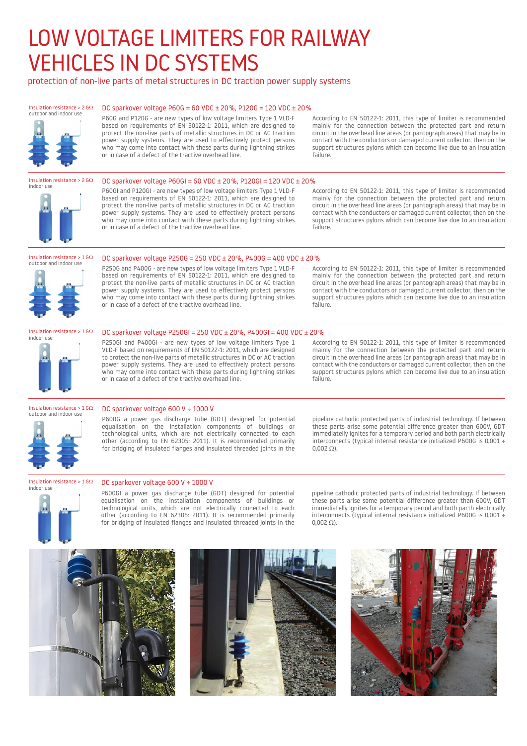# LOW VOLTAGE LIMITERS FOR RAILWAY VEHICLES IN DC SYSTEMS

protection of non-live parts of metal structures in DC traction power supply systems

Insulation resistance > 2 GΩ
outdoor and indoor use

## DC sparkover voltage P60G = 60 VDC ± 20 %, P120G = 120 VDC ± 20 %

P60G and P120G - are new types of low voltage limiters Type 1 VLD-F based on requirements of EN 50122-1: 2011, which are designed to protect the non-live parts of metallic structures in DC or AC traction power supply systems. They are used to effectively protect persons who may come into contact with these parts during lightning strikes or in case of a defect of the tractive overhead line.

According to EN 50122-1: 2011, this type of limiter is recommended mainly for the connection between the protected part and return circuit in the overhead line areas (or pantograph areas) that may be in contact with the conductors or damaged current collector, then on the support structures pylons which can become live due to an insulation failure.

Insulation resistance > 2 GΩ
indoor use

## DC sparkover voltage P60GI = 60 VDC ± 20 %, P120GI = 120 VDC ± 20 %

P60GI and P120GI - are new types of low voltage limiters Type 1 VLD-F based on requirements of EN 50122-1: 2011, which are designed to protect the non-live parts of metallic structures in DC or AC traction power supply systems. They are used to effectively protect persons who may come into contact with these parts during lightning strikes or in case of a defect of the tractive overhead line.

According to EN 50122-1: 2011, this type of limiter is recommended mainly for the connection between the protected part and return circuit in the overhead line areas (or pantograph areas) that may be in contact with the conductors or damaged current collector, then on the support structures pylons which can become live due to an insulation failure.

Insulation resistance > 1 GΩ
outdoor and indoor use

## DC sparkover voltage P250G = 250 VDC ± 20 %, P400G = 400 VDC ± 20 %

P250G and P400G - are new types of low voltage limiters Type 1 VLD-F based on requirements of EN 50122-1: 2011, which are designed to protect the non-live parts of metallic structures in DC or AC traction power supply systems. They are used to effectively protect persons who may come into contact with these parts during lightning strikes or in case of a defect of the tractive overhead line.

According to EN 50122-1: 2011, this type of limiter is recommended mainly for the connection between the protected part and return circuit in the overhead line areas (or pantograph areas) that may be in contact with the conductors or damaged current collector, then on the support structures pylons which can become live due to an insulation failure.

Insulation resistance > 1 GΩ
indoor use

## DC sparkover voltage P250GI = 250 VDC ± 20 %, P400GI = 400 VDC ± 20 %

P250GI and P400GI - are new types of low voltage limiters Type 1 VLD-F based on requirements of EN 50122-1: 2011, which are designed to protect the non-live parts of metallic structures in DC or AC traction power supply systems. They are used to effectively protect persons who may come into contact with these parts during lightning strikes or in case of a defect of the tractive overhead line.

According to EN 50122-1: 2011, this type of limiter is recommended mainly for the connection between the protected part and return circuit in the overhead line areas (or pantograph areas) that may be in contact with the conductors or damaged current collector, then on the support structures pylons which can become live due to an insulation failure.

Insulation resistance > 1 GΩ
outdoor and indoor use

## DC sparkover voltage 600 V ÷ 1000 V

P600G a power gas discharge tube (GDT) designed for potential equalisation on the installation components of buildings or technological units, which are not electrically connected to each other (according to EN 62305: 2011). It is recommended primarily for bridging of insulated flanges and insulated threaded joints in the pipeline cathodic protected parts of industrial technology. If between these parts arise some potential difference greater than 600V, GDT immediately ignites for a temporary period and both parth electrically interconnects (typical internal resistance initialized P600G is 0,001 ÷ 0,002 Ω).

Insulation resistance > 1 GΩ
indoor use

## DC sparkover voltage 600 V ÷ 1000 V

P600GI a power gas discharge tube (GDT) designed for potential equalisation on the installation components of buildings or technological units, which are not electrically connected to each other (according to EN 62305: 2011). It is recommended primarily for bridging of insulated flanges and insulated threaded joints in the pipeline cathodic protected parts of industrial technology. If between these parts arise some potential difference greater than 600V, GDT immediately ignites for a temporary period and both parth electrically interconnects (typical internal resistance initialized P600G is 0,001 ÷ 0,002 Ω).